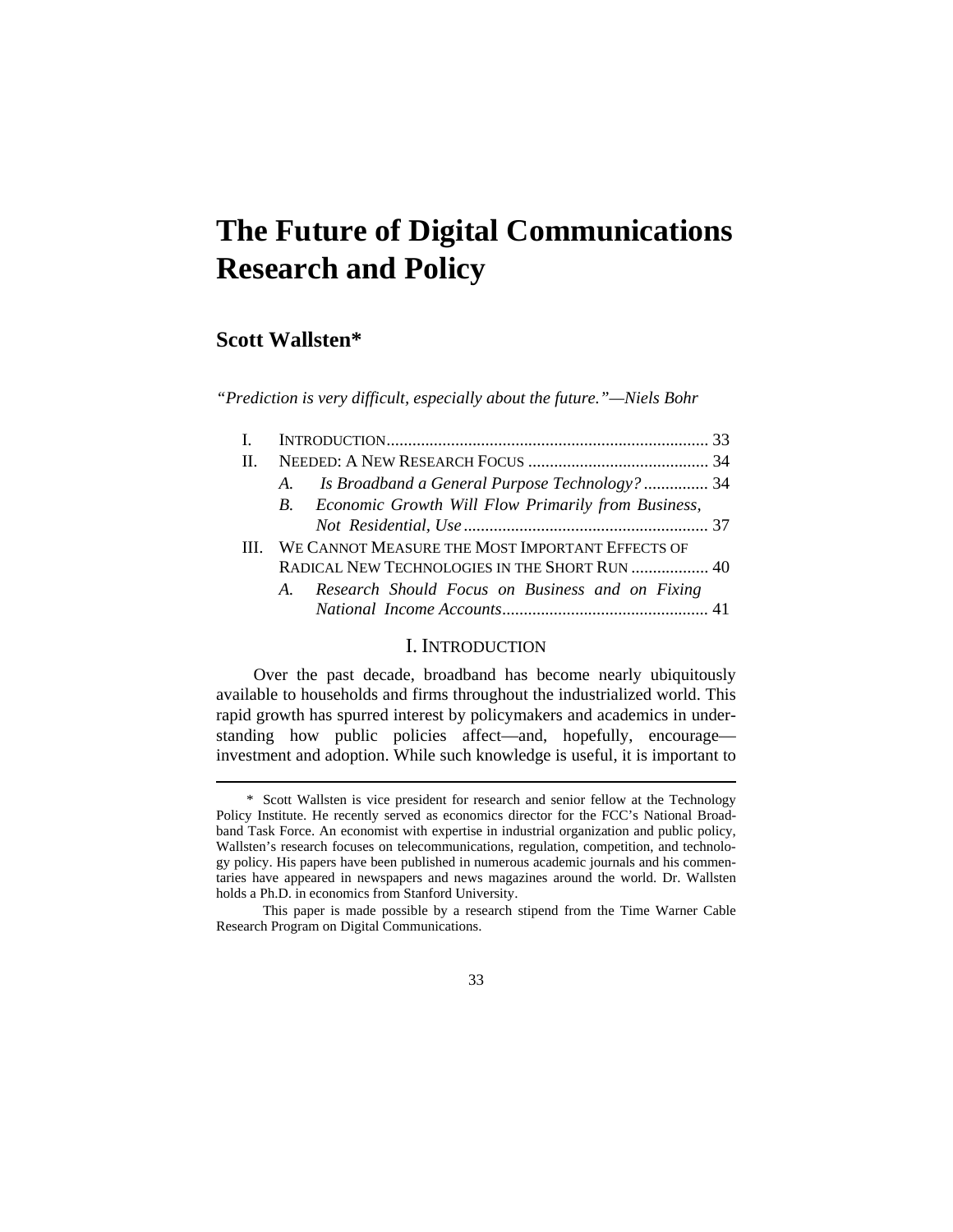# The Future of Digital Communications Research and Policy

## Scott Wallsten*

*"Prediction is very difficult, especially about the future."—Niels Bohr*

I. INTRODUCTION .......................................................................... 33
II. NEEDED: A NEW RESEARCH FOCUS .......................................... 34
  A. *Is Broadband a General Purpose Technology?* ............... 34
  B. *Economic Growth Will Flow Primarily from Business, Not Residential, Use* ......................................................... 37
III. WE CANNOT MEASURE THE MOST IMPORTANT EFFECTS OF RADICAL NEW TECHNOLOGIES IN THE SHORT RUN .................. 40
  A. *Research Should Focus on Business and on Fixing National Income Accounts* ................................................ 41

## I. INTRODUCTION

Over the past decade, broadband has become nearly ubiquitously available to households and firms throughout the industrialized world. This rapid growth has spurred interest by policymakers and academics in understanding how public policies affect—and, hopefully, encourage—investment and adoption. While such knowledge is useful, it is important to

---

\* Scott Wallsten is vice president for research and senior fellow at the Technology Policy Institute. He recently served as economics director for the FCC's National Broadband Task Force. An economist with expertise in industrial organization and public policy, Wallsten's research focuses on telecommunications, regulation, competition, and technology policy. His papers have been published in numerous academic journals and his commentaries have appeared in newspapers and news magazines around the world. Dr. Wallsten holds a Ph.D. in economics from Stanford University.

This paper is made possible by a research stipend from the Time Warner Cable Research Program on Digital Communications.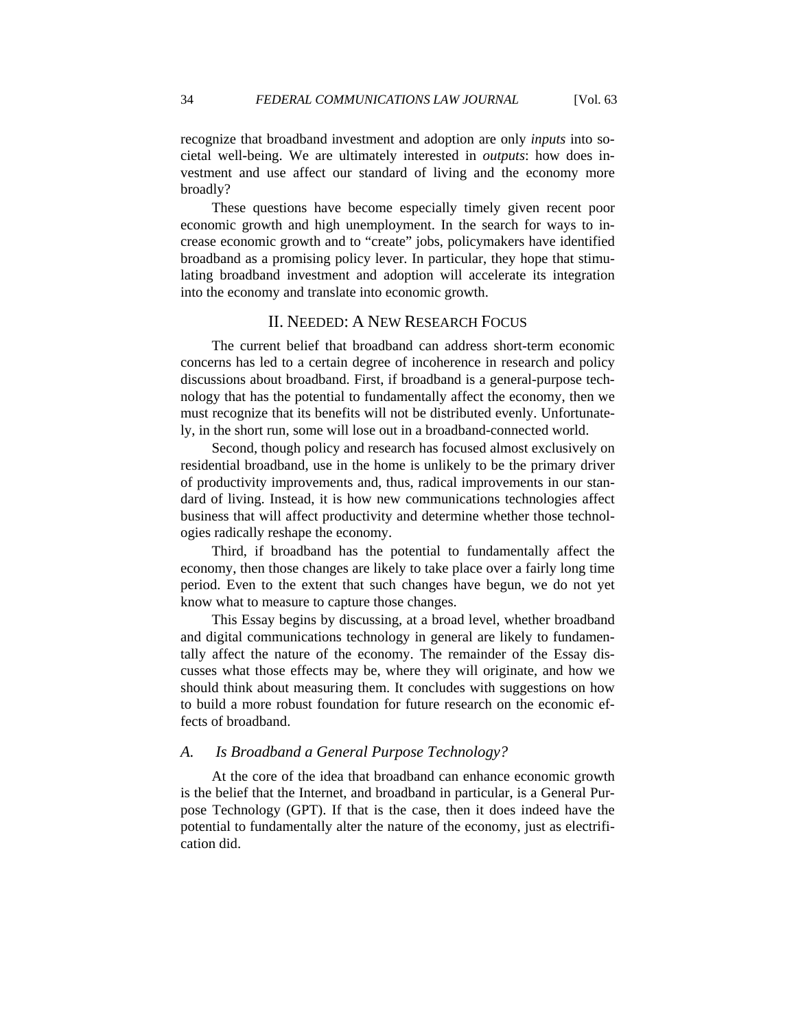recognize that broadband investment and adoption are only *inputs* into societal well-being. We are ultimately interested in *outputs*: how does investment and use affect our standard of living and the economy more broadly?

These questions have become especially timely given recent poor economic growth and high unemployment. In the search for ways to increase economic growth and to "create" jobs, policymakers have identified broadband as a promising policy lever. In particular, they hope that stimulating broadband investment and adoption will accelerate its integration into the economy and translate into economic growth.

## II. NEEDED: A NEW RESEARCH FOCUS

The current belief that broadband can address short-term economic concerns has led to a certain degree of incoherence in research and policy discussions about broadband. First, if broadband is a general-purpose technology that has the potential to fundamentally affect the economy, then we must recognize that its benefits will not be distributed evenly. Unfortunately, in the short run, some will lose out in a broadband-connected world.

Second, though policy and research has focused almost exclusively on residential broadband, use in the home is unlikely to be the primary driver of productivity improvements and, thus, radical improvements in our standard of living. Instead, it is how new communications technologies affect business that will affect productivity and determine whether those technologies radically reshape the economy.

Third, if broadband has the potential to fundamentally affect the economy, then those changes are likely to take place over a fairly long time period. Even to the extent that such changes have begun, we do not yet know what to measure to capture those changes.

This Essay begins by discussing, at a broad level, whether broadband and digital communications technology in general are likely to fundamentally affect the nature of the economy. The remainder of the Essay discusses what those effects may be, where they will originate, and how we should think about measuring them. It concludes with suggestions on how to build a more robust foundation for future research on the economic effects of broadband.

### *A. Is Broadband a General Purpose Technology?*

At the core of the idea that broadband can enhance economic growth is the belief that the Internet, and broadband in particular, is a General Purpose Technology (GPT). If that is the case, then it does indeed have the potential to fundamentally alter the nature of the economy, just as electrification did.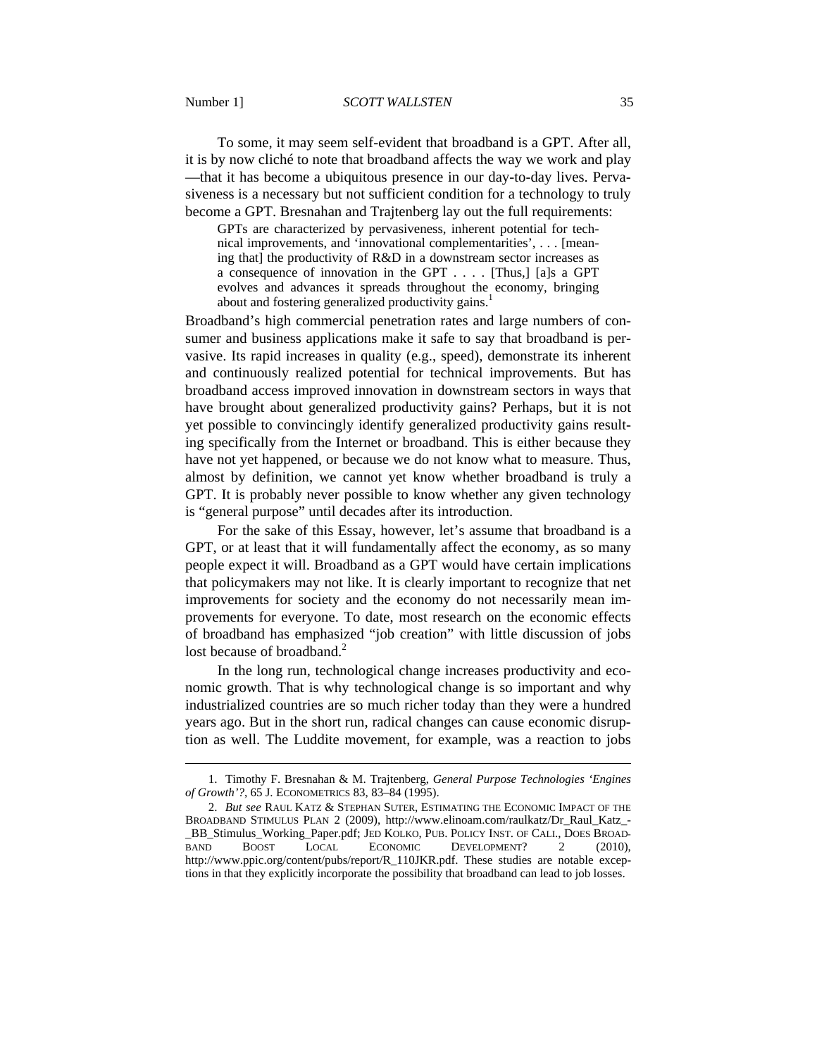To some, it may seem self-evident that broadband is a GPT. After all, it is by now cliché to note that broadband affects the way we work and play —that it has become a ubiquitous presence in our day-to-day lives. Pervasiveness is a necessary but not sufficient condition for a technology to truly become a GPT. Bresnahan and Trajtenberg lay out the full requirements:

> GPTs are characterized by pervasiveness, inherent potential for technical improvements, and 'innovational complementarities', . . . [meaning that] the productivity of R&D in a downstream sector increases as a consequence of innovation in the GPT . . . . [Thus,] [a]s a GPT evolves and advances it spreads throughout the economy, bringing about and fostering generalized productivity gains.[1]

Broadband's high commercial penetration rates and large numbers of consumer and business applications make it safe to say that broadband is pervasive. Its rapid increases in quality (e.g., speed), demonstrate its inherent and continuously realized potential for technical improvements. But has broadband access improved innovation in downstream sectors in ways that have brought about generalized productivity gains? Perhaps, but it is not yet possible to convincingly identify generalized productivity gains resulting specifically from the Internet or broadband. This is either because they have not yet happened, or because we do not know what to measure. Thus, almost by definition, we cannot yet know whether broadband is truly a GPT. It is probably never possible to know whether any given technology is "general purpose" until decades after its introduction.

For the sake of this Essay, however, let's assume that broadband is a GPT, or at least that it will fundamentally affect the economy, as so many people expect it will. Broadband as a GPT would have certain implications that policymakers may not like. It is clearly important to recognize that net improvements for society and the economy do not necessarily mean improvements for everyone. To date, most research on the economic effects of broadband has emphasized "job creation" with little discussion of jobs lost because of broadband.[2]

In the long run, technological change increases productivity and economic growth. That is why technological change is so important and why industrialized countries are so much richer today than they were a hundred years ago. But in the short run, radical changes can cause economic disruption as well. The Luddite movement, for example, was a reaction to jobs

---

1. Timothy F. Bresnahan & M. Trajtenberg, *General Purpose Technologies 'Engines of Growth'?*, 65 J. ECONOMETRICS 83, 83–84 (1995).

2. *But see* RAUL KATZ & STEPHAN SUTER, ESTIMATING THE ECONOMIC IMPACT OF THE BROADBAND STIMULUS PLAN 2 (2009), http://www.elinoam.com/raulkatz/Dr_Raul_Katz_-_BB_Stimulus_Working_Paper.pdf; JED KOLKO, PUB. POLICY INST. OF CALI., DOES BROADBAND BOOST LOCAL ECONOMIC DEVELOPMENT? 2 (2010), http://www.ppic.org/content/pubs/report/R_110JKR.pdf. These studies are notable exceptions in that they explicitly incorporate the possibility that broadband can lead to job losses.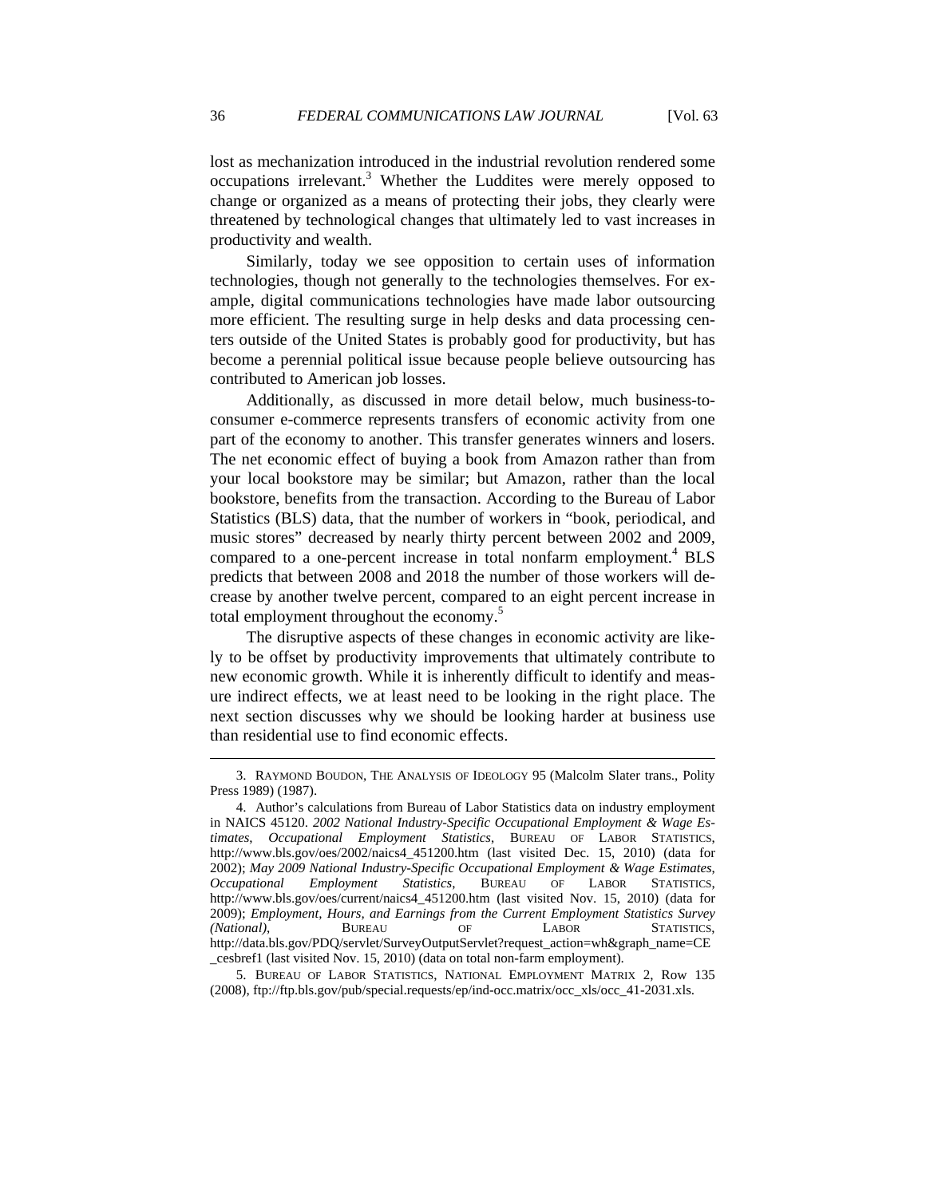lost as mechanization introduced in the industrial revolution rendered some occupations irrelevant.[3] Whether the Luddites were merely opposed to change or organized as a means of protecting their jobs, they clearly were threatened by technological changes that ultimately led to vast increases in productivity and wealth.

Similarly, today we see opposition to certain uses of information technologies, though not generally to the technologies themselves. For example, digital communications technologies have made labor outsourcing more efficient. The resulting surge in help desks and data processing centers outside of the United States is probably good for productivity, but has become a perennial political issue because people believe outsourcing has contributed to American job losses.

Additionally, as discussed in more detail below, much business-to-consumer e-commerce represents transfers of economic activity from one part of the economy to another. This transfer generates winners and losers. The net economic effect of buying a book from Amazon rather than from your local bookstore may be similar; but Amazon, rather than the local bookstore, benefits from the transaction. According to the Bureau of Labor Statistics (BLS) data, that the number of workers in "book, periodical, and music stores" decreased by nearly thirty percent between 2002 and 2009, compared to a one-percent increase in total nonfarm employment.[4] BLS predicts that between 2008 and 2018 the number of those workers will decrease by another twelve percent, compared to an eight percent increase in total employment throughout the economy.[5]

The disruptive aspects of these changes in economic activity are likely to be offset by productivity improvements that ultimately contribute to new economic growth. While it is inherently difficult to identify and measure indirect effects, we at least need to be looking in the right place. The next section discusses why we should be looking harder at business use than residential use to find economic effects.

---

3. RAYMOND BOUDON, THE ANALYSIS OF IDEOLOGY 95 (Malcolm Slater trans., Polity Press 1989) (1987).

4. Author's calculations from Bureau of Labor Statistics data on industry employment in NAICS 45120. *2002 National Industry-Specific Occupational Employment & Wage Estimates*, *Occupational Employment Statistics*, BUREAU OF LABOR STATISTICS, http://www.bls.gov/oes/2002/naics4_451200.htm (last visited Dec. 15, 2010) (data for 2002); *May 2009 National Industry-Specific Occupational Employment & Wage Estimates*, *Occupational Employment Statistics*, BUREAU OF LABOR STATISTICS, http://www.bls.gov/oes/current/naics4_451200.htm (last visited Nov. 15, 2010) (data for 2009); *Employment, Hours, and Earnings from the Current Employment Statistics Survey (National)*, BUREAU OF LABOR STATISTICS, http://data.bls.gov/PDQ/servlet/SurveyOutputServlet?request_action=wh&graph_name=CE_cesbref1 (last visited Nov. 15, 2010) (data on total non-farm employment).

5. BUREAU OF LABOR STATISTICS, NATIONAL EMPLOYMENT MATRIX 2, Row 135 (2008), ftp://ftp.bls.gov/pub/special.requests/ep/ind-occ.matrix/occ_xls/occ_41-2031.xls.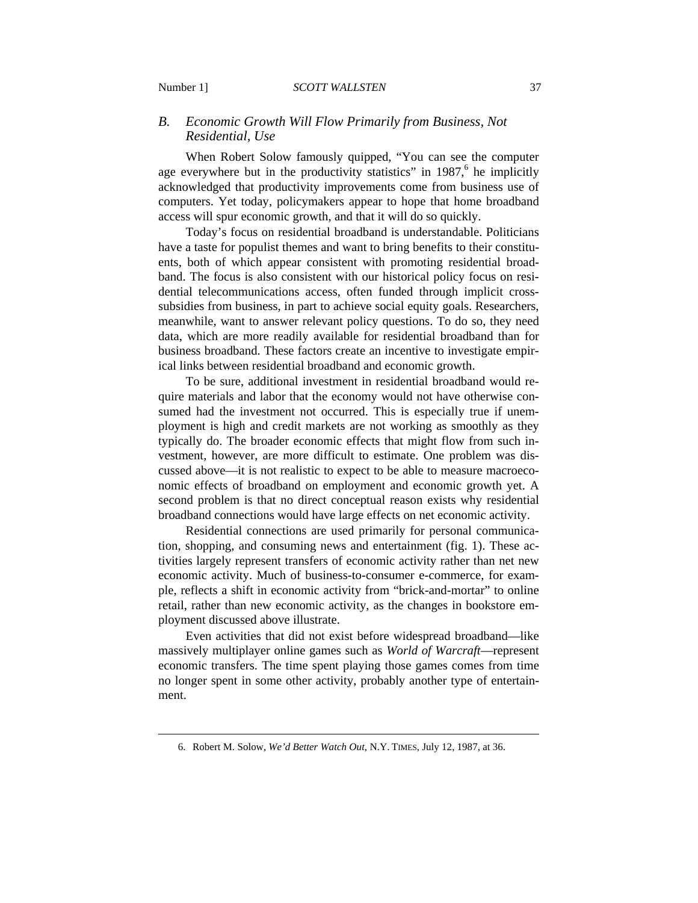### *B. Economic Growth Will Flow Primarily from Business, Not Residential, Use*

When Robert Solow famously quipped, "You can see the computer age everywhere but in the productivity statistics" in 1987,[6] he implicitly acknowledged that productivity improvements come from business use of computers. Yet today, policymakers appear to hope that home broadband access will spur economic growth, and that it will do so quickly.

Today's focus on residential broadband is understandable. Politicians have a taste for populist themes and want to bring benefits to their constituents, both of which appear consistent with promoting residential broadband. The focus is also consistent with our historical policy focus on residential telecommunications access, often funded through implicit cross-subsidies from business, in part to achieve social equity goals. Researchers, meanwhile, want to answer relevant policy questions. To do so, they need data, which are more readily available for residential broadband than for business broadband. These factors create an incentive to investigate empirical links between residential broadband and economic growth.

To be sure, additional investment in residential broadband would require materials and labor that the economy would not have otherwise consumed had the investment not occurred. This is especially true if unemployment is high and credit markets are not working as smoothly as they typically do. The broader economic effects that might flow from such investment, however, are more difficult to estimate. One problem was discussed above—it is not realistic to expect to be able to measure macroeconomic effects of broadband on employment and economic growth yet. A second problem is that no direct conceptual reason exists why residential broadband connections would have large effects on net economic activity.

Residential connections are used primarily for personal communication, shopping, and consuming news and entertainment (fig. 1). These activities largely represent transfers of economic activity rather than net new economic activity. Much of business-to-consumer e-commerce, for example, reflects a shift in economic activity from "brick-and-mortar" to online retail, rather than new economic activity, as the changes in bookstore employment discussed above illustrate.

Even activities that did not exist before widespread broadband—like massively multiplayer online games such as *World of Warcraft*—represent economic transfers. The time spent playing those games comes from time no longer spent in some other activity, probably another type of entertainment.

---

6. Robert M. Solow, *We'd Better Watch Out*, N.Y. TIMES, July 12, 1987, at 36.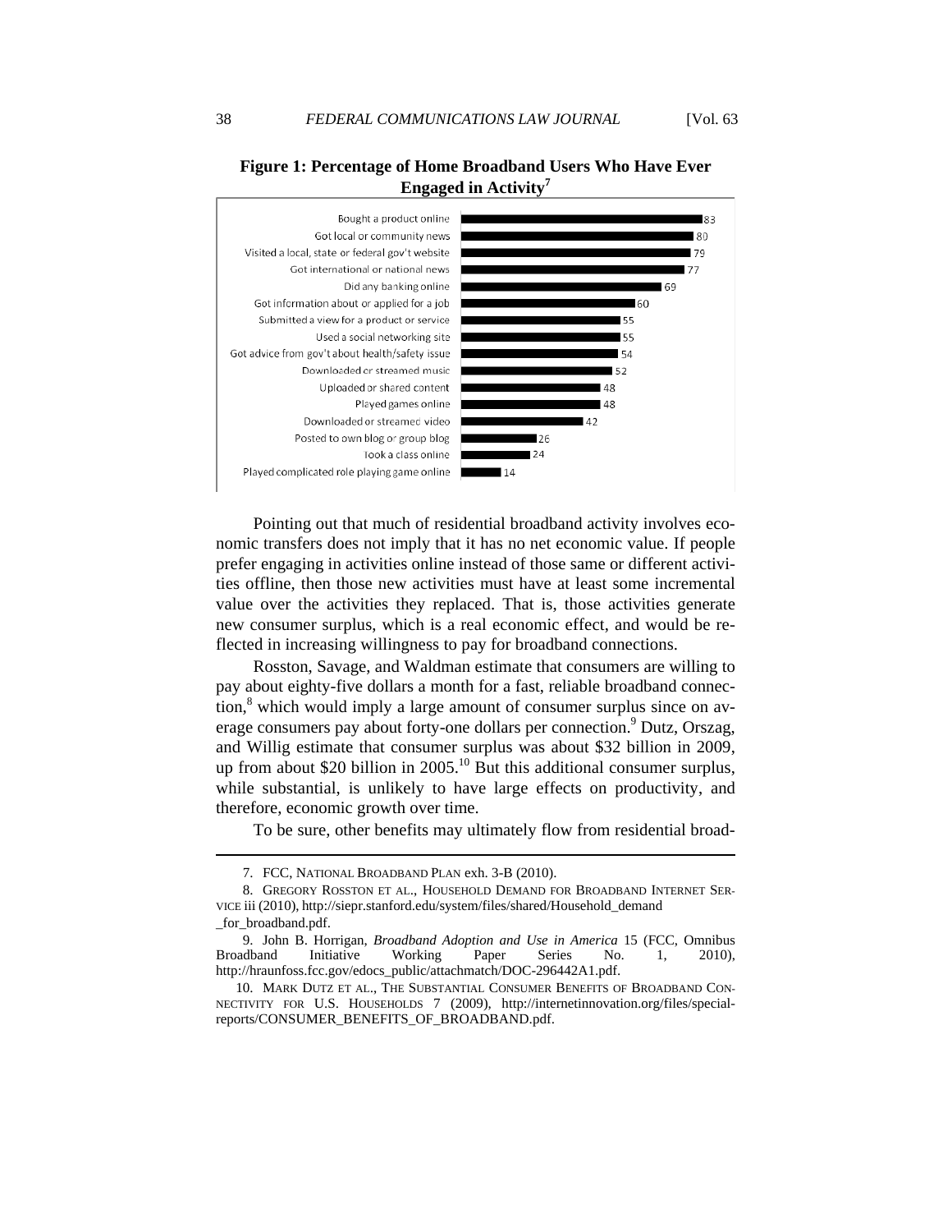**Figure 1: Percentage of Home Broadband Users Who Have Ever Engaged in Activity[7]**

| Activity | Percentage |
| --- | --- |
| Bought a product online | 83 |
| Got local or community news | 80 |
| Visited a local, state or federal gov't website | 79 |
| Got international or national news | 77 |
| Did any banking online | 69 |
| Got information about or applied for a job | 60 |
| Submitted a view for a product or service | 55 |
| Used a social networking site | 55 |
| Got advice from gov't about health/safety issue | 54 |
| Downloaded or streamed music | 52 |
| Uploaded or shared content | 48 |
| Played games online | 48 |
| Downloaded or streamed video | 42 |
| Posted to own blog or group blog | 26 |
| Took a class online | 24 |
| Played complicated role playing game online | 14 |

Pointing out that much of residential broadband activity involves economic transfers does not imply that it has no net economic value. If people prefer engaging in activities online instead of those same or different activities offline, then those new activities must have at least some incremental value over the activities they replaced. That is, those activities generate new consumer surplus, which is a real economic effect, and would be reflected in increasing willingness to pay for broadband connections.

Rosston, Savage, and Waldman estimate that consumers are willing to pay about eighty-five dollars a month for a fast, reliable broadband connection,[8] which would imply a large amount of consumer surplus since on average consumers pay about forty-one dollars per connection.[9] Dutz, Orszag, and Willig estimate that consumer surplus was about $32 billion in 2009, up from about $20 billion in 2005.[10] But this additional consumer surplus, while substantial, is unlikely to have large effects on productivity, and therefore, economic growth over time.

To be sure, other benefits may ultimately flow from residential broad-

7. FCC, NATIONAL BROADBAND PLAN exh. 3-B (2010).

8. GREGORY ROSSTON ET AL., HOUSEHOLD DEMAND FOR BROADBAND INTERNET SERVICE iii (2010), http://siepr.stanford.edu/system/files/shared/Household_demand_for_broadband.pdf.

9. John B. Horrigan, *Broadband Adoption and Use in America* 15 (FCC, Omnibus Broadband Initiative Working Paper Series No. 1, 2010), http://hraunfoss.fcc.gov/edocs_public/attachmatch/DOC-296442A1.pdf.

10. MARK DUTZ ET AL., THE SUBSTANTIAL CONSUMER BENEFITS OF BROADBAND CONNECTIVITY FOR U.S. HOUSEHOLDS 7 (2009), http://internetinnovation.org/files/special-reports/CONSUMER_BENEFITS_OF_BROADBAND.pdf.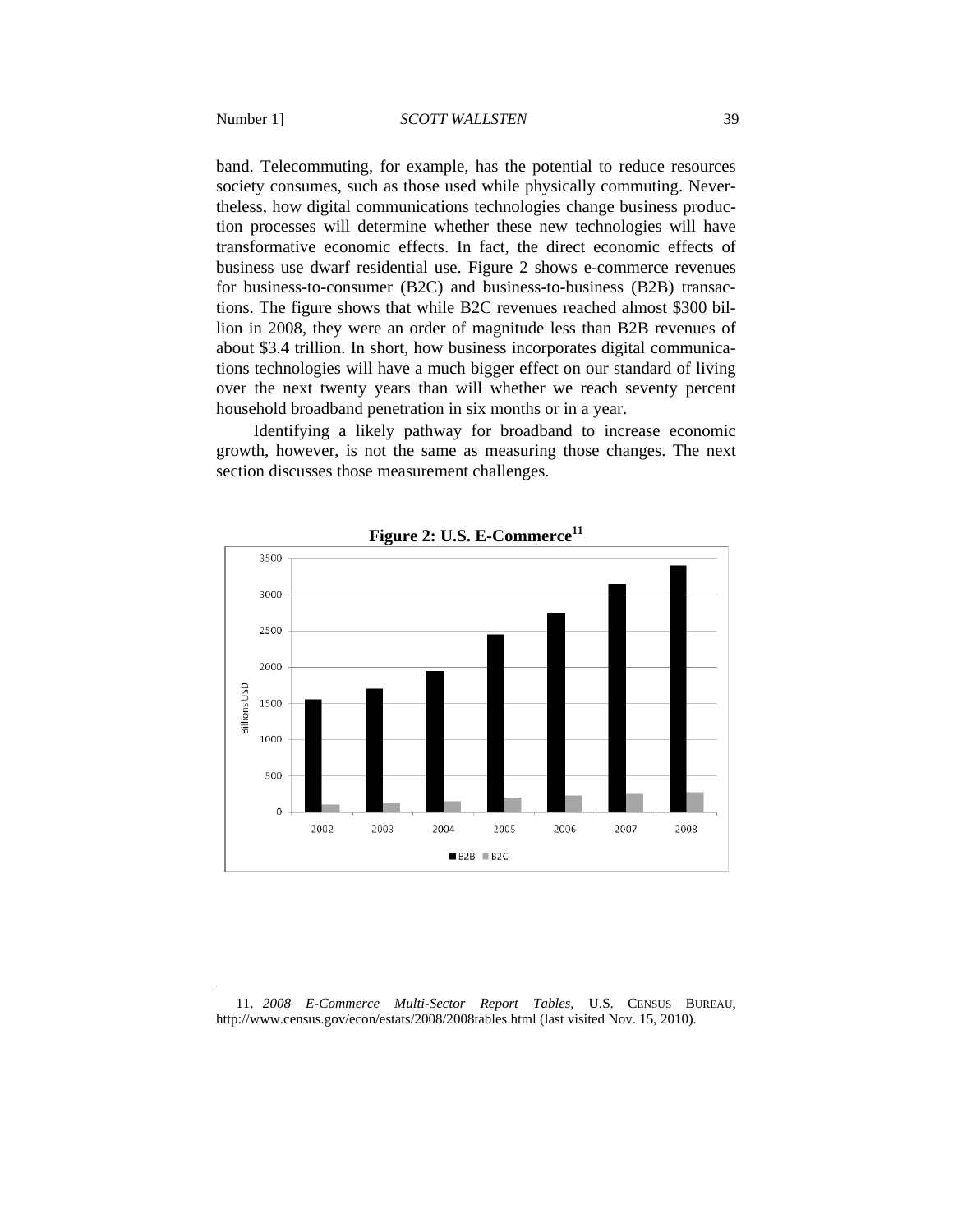band. Telecommuting, for example, has the potential to reduce resources society consumes, such as those used while physically commuting. Nevertheless, how digital communications technologies change business production processes will determine whether these new technologies will have transformative economic effects. In fact, the direct economic effects of business use dwarf residential use. Figure 2 shows e-commerce revenues for business-to-consumer (B2C) and business-to-business (B2B) transactions. The figure shows that while B2C revenues reached almost $300 billion in 2008, they were an order of magnitude less than B2B revenues of about $3.4 trillion. In short, how business incorporates digital communications technologies will have a much bigger effect on our standard of living over the next twenty years than will whether we reach seventy percent household broadband penetration in six months or in a year.

Identifying a likely pathway for broadband to increase economic growth, however, is not the same as measuring those changes. The next section discusses those measurement challenges.

**Figure 2: U.S. E-Commerce**[11]

---

11. *2008 E-Commerce Multi-Sector Report Tables*, U.S. CENSUS BUREAU, http://www.census.gov/econ/estats/2008/2008tables.html (last visited Nov. 15, 2010).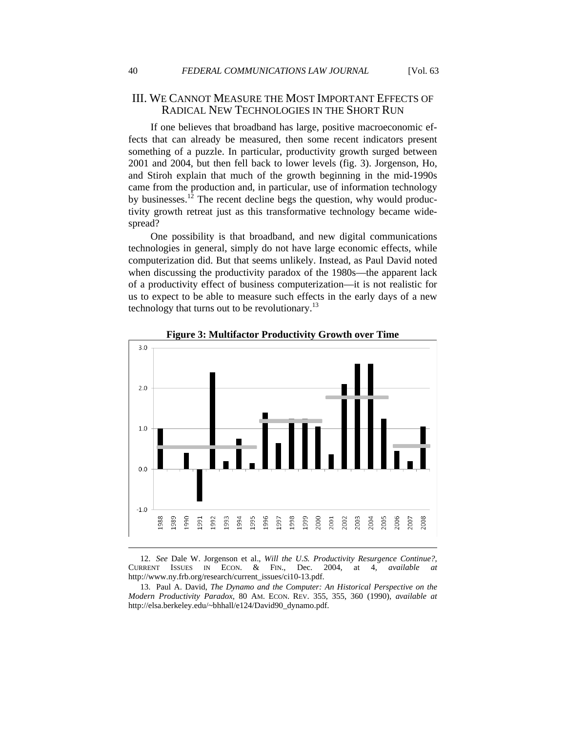## III. We Cannot Measure the Most Important Effects of Radical New Technologies in the Short Run

If one believes that broadband has large, positive macroeconomic effects that can already be measured, then some recent indicators present something of a puzzle. In particular, productivity growth surged between 2001 and 2004, but then fell back to lower levels (fig. 3). Jorgenson, Ho, and Stiroh explain that much of the growth beginning in the mid-1990s came from the production and, in particular, use of information technology by businesses.[12] The recent decline begs the question, why would productivity growth retreat just as this transformative technology became widespread?

One possibility is that broadband, and new digital communications technologies in general, simply do not have large economic effects, while computerization did. But that seems unlikely. Instead, as Paul David noted when discussing the productivity paradox of the 1980s—the apparent lack of a productivity effect of business computerization—it is not realistic for us to expect to be able to measure such effects in the early days of a new technology that turns out to be revolutionary.[13]

**Figure 3: Multifactor Productivity Growth over Time**

---

12. *See* Dale W. Jorgenson et al., *Will the U.S. Productivity Resurgence Continue?*, CURRENT ISSUES IN ECON. & FIN., Dec. 2004, at 4, *available at* http://www.ny.frb.org/research/current_issues/ci10-13.pdf.

13. Paul A. David, *The Dynamo and the Computer: An Historical Perspective on the Modern Productivity Paradox*, 80 AM. ECON. REV. 355, 355, 360 (1990), *available at* http://elsa.berkeley.edu/~bhhall/e124/David90_dynamo.pdf.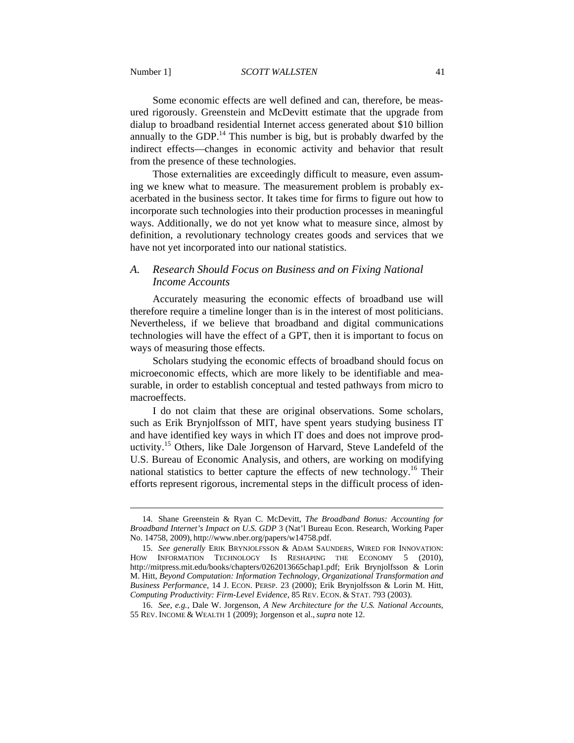Some economic effects are well defined and can, therefore, be measured rigorously. Greenstein and McDevitt estimate that the upgrade from dialup to broadband residential Internet access generated about $10 billion annually to the GDP.[14] This number is big, but is probably dwarfed by the indirect effects—changes in economic activity and behavior that result from the presence of these technologies.

Those externalities are exceedingly difficult to measure, even assuming we knew what to measure. The measurement problem is probably exacerbated in the business sector. It takes time for firms to figure out how to incorporate such technologies into their production processes in meaningful ways. Additionally, we do not yet know what to measure since, almost by definition, a revolutionary technology creates goods and services that we have not yet incorporated into our national statistics.

### A. *Research Should Focus on Business and on Fixing National Income Accounts*

Accurately measuring the economic effects of broadband use will therefore require a timeline longer than is in the interest of most politicians. Nevertheless, if we believe that broadband and digital communications technologies will have the effect of a GPT, then it is important to focus on ways of measuring those effects.

Scholars studying the economic effects of broadband should focus on microeconomic effects, which are more likely to be identifiable and measurable, in order to establish conceptual and tested pathways from micro to macroeffects.

I do not claim that these are original observations. Some scholars, such as Erik Brynjolfsson of MIT, have spent years studying business IT and have identified key ways in which IT does and does not improve productivity.[15] Others, like Dale Jorgenson of Harvard, Steve Landefeld of the U.S. Bureau of Economic Analysis, and others, are working on modifying national statistics to better capture the effects of new technology.[16] Their efforts represent rigorous, incremental steps in the difficult process of iden-

---

14. Shane Greenstein & Ryan C. McDevitt, *The Broadband Bonus: Accounting for Broadband Internet's Impact on U.S. GDP* 3 (Nat'l Bureau Econ. Research, Working Paper No. 14758, 2009), http://www.nber.org/papers/w14758.pdf.

15. *See generally* ERIK BRYNJOLFSSON & ADAM SAUNDERS, WIRED FOR INNOVATION: HOW INFORMATION TECHNOLOGY IS RESHAPING THE ECONOMY 5 (2010), http://mitpress.mit.edu/books/chapters/0262013665chap1.pdf; Erik Brynjolfsson & Lorin M. Hitt, *Beyond Computation: Information Technology, Organizational Transformation and Business Performance*, 14 J. ECON. PERSP. 23 (2000); Erik Brynjolfsson & Lorin M. Hitt, *Computing Productivity: Firm-Level Evidence*, 85 REV. ECON. & STAT. 793 (2003).

16. *See, e.g.*, Dale W. Jorgenson, *A New Architecture for the U.S. National Accounts*, 55 REV. INCOME & WEALTH 1 (2009); Jorgenson et al., *supra* note 12.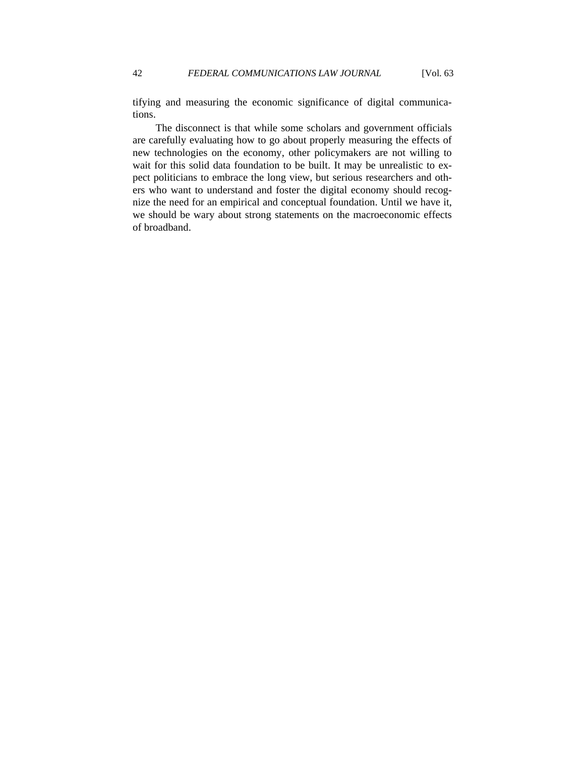tifying and measuring the economic significance of digital communications.

The disconnect is that while some scholars and government officials are carefully evaluating how to go about properly measuring the effects of new technologies on the economy, other policymakers are not willing to wait for this solid data foundation to be built. It may be unrealistic to expect politicians to embrace the long view, but serious researchers and others who want to understand and foster the digital economy should recognize the need for an empirical and conceptual foundation. Until we have it, we should be wary about strong statements on the macroeconomic effects of broadband.